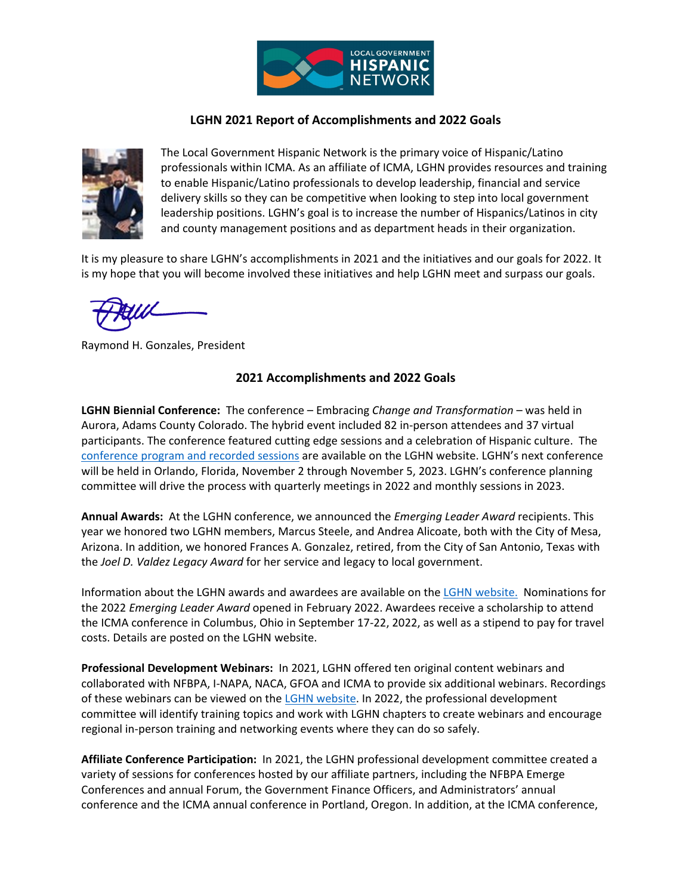# LGHN 2021 Report of Accomplishments and 2022 Goals

The Local Government Hispanic Network is the primary voice of Hispanic/Latino professionals within ICMA. As an affiliate of ICMA, LGHN provides resources and training to enable Hispanic/Latino professionals to develop leadership, financial and service delivery skills so they can be competitive when looking to step into local government leadership positions. LGHN's goal is to increase the number of Hispanics/Latinos in city and county management positions and as department heads in their organization.

It is my pleasure to share LGHN's accomplishments in 2021 and the initiatives and our goals for 2022. It is my hope that you will become involved these initiatives and help LGHN meet and surpass our goals.

Raymond H. Gonzales, President

## 2021 Accomplishments and 2022 Goals

**LGHN Biennial Conference:** The conference – Embracing *Change and Transformation* – was held in Aurora, Adams County Colorado. The hybrid event included 82 in-person attendees and 37 virtual participants. The conference featured cutting edge sessions and a celebration of Hispanic culture. The conference program and recorded sessions are available on the LGHN website. LGHN's next conference will be held in Orlando, Florida, November 2 through November 5, 2023. LGHN's conference planning committee will drive the process with quarterly meetings in 2022 and monthly sessions in 2023.

**Annual Awards:** At the LGHN conference, we announced the *Emerging Leader Award* recipients. This year we honored two LGHN members, Marcus Steele, and Andrea Alicoate, both with the City of Mesa, Arizona. In addition, we honored Frances A. Gonzalez, retired, from the City of San Antonio, Texas with the *Joel D. Valdez Legacy Award* for her service and legacy to local government.

Information about the LGHN awards and awardees are available on the LGHN website. Nominations for the 2022 *Emerging Leader Award* opened in February 2022. Awardees receive a scholarship to attend the ICMA conference in Columbus, Ohio in September 17-22, 2022, as well as a stipend to pay for travel costs. Details are posted on the LGHN website.

**Professional Development Webinars:** In 2021, LGHN offered ten original content webinars and collaborated with NFBPA, I-NAPA, NACA, GFOA and ICMA to provide six additional webinars. Recordings of these webinars can be viewed on the LGHN website. In 2022, the professional development committee will identify training topics and work with LGHN chapters to create webinars and encourage regional in-person training and networking events where they can do so safely.

**Affiliate Conference Participation:** In 2021, the LGHN professional development committee created a variety of sessions for conferences hosted by our affiliate partners, including the NFBPA Emerge Conferences and annual Forum, the Government Finance Officers, and Administrators' annual conference and the ICMA annual conference in Portland, Oregon. In addition, at the ICMA conference,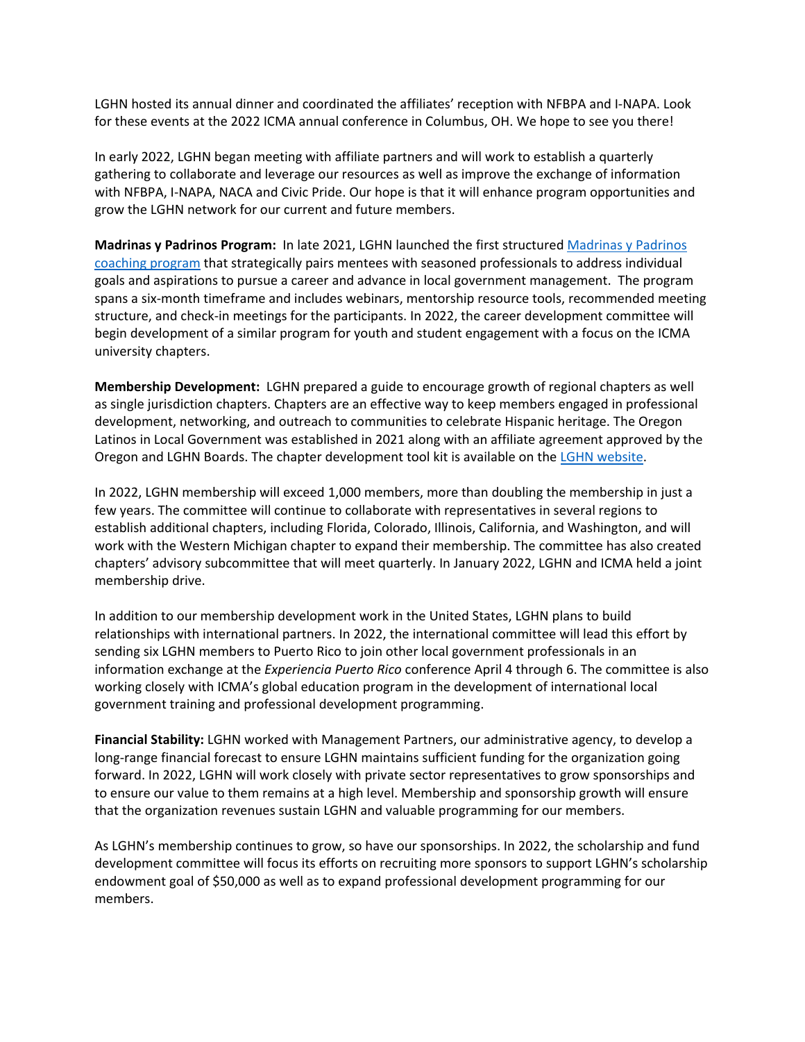LGHN hosted its annual dinner and coordinated the affiliates' reception with NFBPA and I-NAPA. Look for these events at the 2022 ICMA annual conference in Columbus, OH. We hope to see you there!

In early 2022, LGHN began meeting with affiliate partners and will work to establish a quarterly gathering to collaborate and leverage our resources as well as improve the exchange of information with NFBPA, I-NAPA, NACA and Civic Pride. Our hope is that it will enhance program opportunities and grow the LGHN network for our current and future members.

**Madrinas y Padrinos Program:** In late 2021, LGHN launched the first structured Madrinas y Padrinos coaching program that strategically pairs mentees with seasoned professionals to address individual goals and aspirations to pursue a career and advance in local government management. The program spans a six-month timeframe and includes webinars, mentorship resource tools, recommended meeting structure, and check-in meetings for the participants. In 2022, the career development committee will begin development of a similar program for youth and student engagement with a focus on the ICMA university chapters.

**Membership Development:** LGHN prepared a guide to encourage growth of regional chapters as well as single jurisdiction chapters. Chapters are an effective way to keep members engaged in professional development, networking, and outreach to communities to celebrate Hispanic heritage. The Oregon Latinos in Local Government was established in 2021 along with an affiliate agreement approved by the Oregon and LGHN Boards. The chapter development tool kit is available on the LGHN website.

In 2022, LGHN membership will exceed 1,000 members, more than doubling the membership in just a few years. The committee will continue to collaborate with representatives in several regions to establish additional chapters, including Florida, Colorado, Illinois, California, and Washington, and will work with the Western Michigan chapter to expand their membership. The committee has also created chapters' advisory subcommittee that will meet quarterly. In January 2022, LGHN and ICMA held a joint membership drive.

In addition to our membership development work in the United States, LGHN plans to build relationships with international partners. In 2022, the international committee will lead this effort by sending six LGHN members to Puerto Rico to join other local government professionals in an information exchange at the *Experiencia Puerto Rico* conference April 4 through 6. The committee is also working closely with ICMA's global education program in the development of international local government training and professional development programming.

**Financial Stability:** LGHN worked with Management Partners, our administrative agency, to develop a long-range financial forecast to ensure LGHN maintains sufficient funding for the organization going forward. In 2022, LGHN will work closely with private sector representatives to grow sponsorships and to ensure our value to them remains at a high level. Membership and sponsorship growth will ensure that the organization revenues sustain LGHN and valuable programming for our members.

As LGHN's membership continues to grow, so have our sponsorships. In 2022, the scholarship and fund development committee will focus its efforts on recruiting more sponsors to support LGHN's scholarship endowment goal of $50,000 as well as to expand professional development programming for our members.